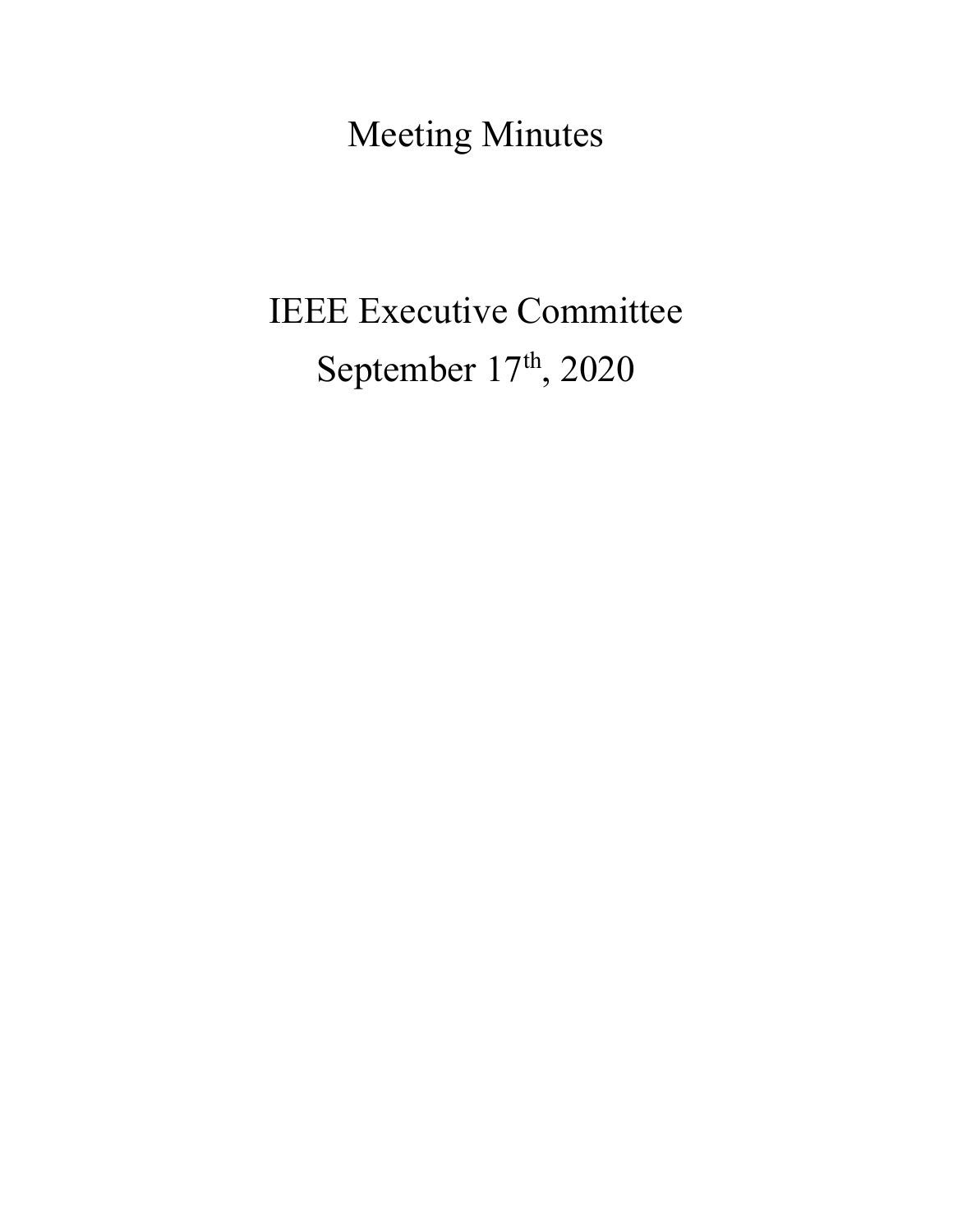# Meeting Minutes

## IEEE Executive Committee

## September 17th, 2020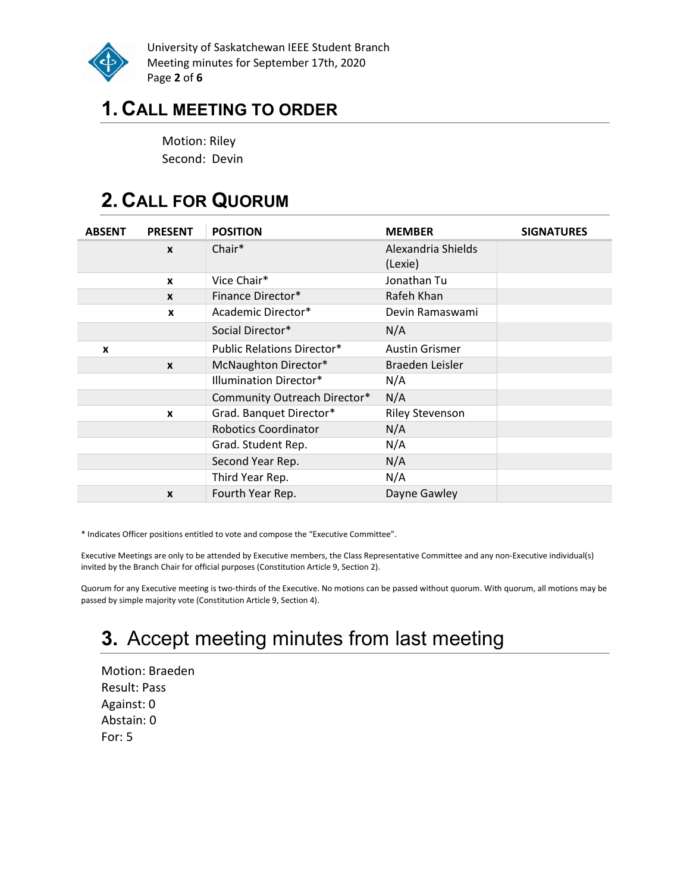# 1. Call Meeting to Order

Motion: Riley
Second: Devin

# 2. Call for Quorum

| ABSENT | PRESENT | POSITION | MEMBER | SIGNATURES |
|---|---|---|---|---|
| | x | Chair* | Alexandria Shields (Lexie) | |
| | x | Vice Chair* | Jonathan Tu | |
| | x | Finance Director* | Rafeh Khan | |
| | x | Academic Director* | Devin Ramaswami | |
| | | Social Director* | N/A | |
| x | | Public Relations Director* | Austin Grismer | |
| | x | McNaughton Director* | Braeden Leisler | |
| | | Illumination Director* | N/A | |
| | | Community Outreach Director* | N/A | |
| | x | Grad. Banquet Director* | Riley Stevenson | |
| | | Robotics Coordinator | N/A | |
| | | Grad. Student Rep. | N/A | |
| | | Second Year Rep. | N/A | |
| | | Third Year Rep. | N/A | |
| | x | Fourth Year Rep. | Dayne Gawley | |

* Indicates Officer positions entitled to vote and compose the "Executive Committee".

Executive Meetings are only to be attended by Executive members, the Class Representative Committee and any non-Executive individual(s) invited by the Branch Chair for official purposes (Constitution Article 9, Section 2).

Quorum for any Executive meeting is two-thirds of the Executive. No motions can be passed without quorum. With quorum, all motions may be passed by simple majority vote (Constitution Article 9, Section 4).

# 3. Accept meeting minutes from last meeting

Motion: Braeden
Result: Pass
Against: 0
Abstain: 0
For: 5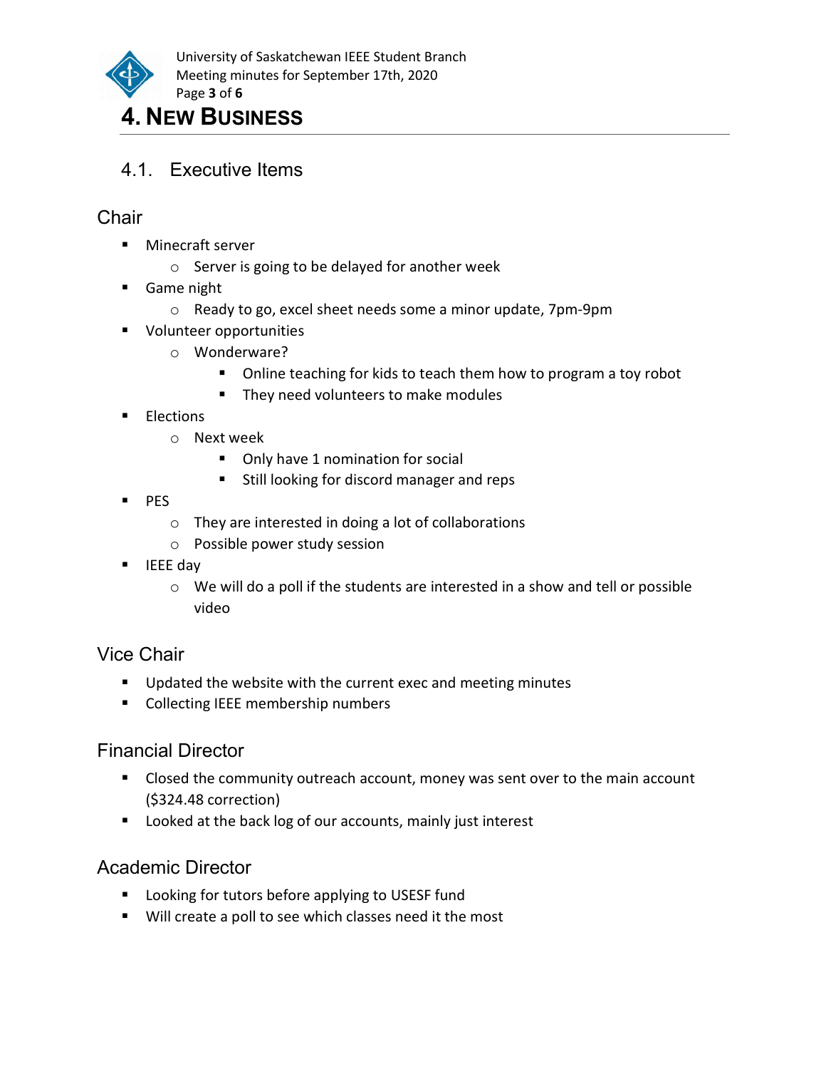# 4. New Business

## 4.1. Executive Items

### Chair

- Minecraft server
  - Server is going to be delayed for another week
- Game night
  - Ready to go, excel sheet needs some a minor update, 7pm-9pm
- Volunteer opportunities
  - Wonderware?
    - Online teaching for kids to teach them how to program a toy robot
    - They need volunteers to make modules
- Elections
  - Next week
    - Only have 1 nomination for social
    - Still looking for discord manager and reps
- PES
  - They are interested in doing a lot of collaborations
  - Possible power study session
- IEEE day
  - We will do a poll if the students are interested in a show and tell or possible video

### Vice Chair

- Updated the website with the current exec and meeting minutes
- Collecting IEEE membership numbers

### Financial Director

- Closed the community outreach account, money was sent over to the main account ($324.48 correction)
- Looked at the back log of our accounts, mainly just interest

### Academic Director

- Looking for tutors before applying to USESF fund
- Will create a poll to see which classes need it the most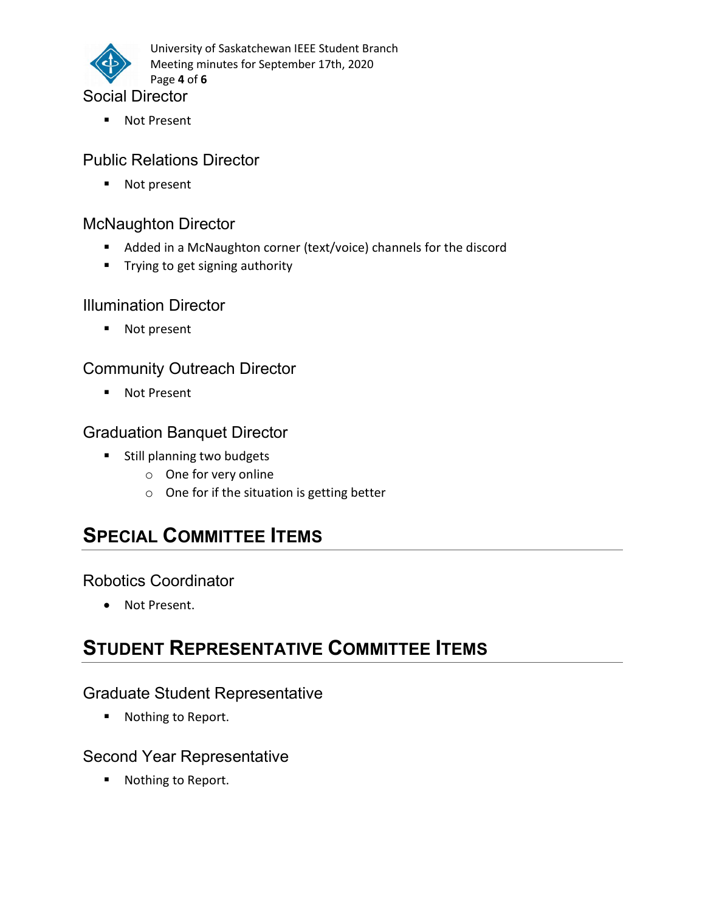## Social Director

- Not Present

## Public Relations Director

- Not present

## McNaughton Director

- Added in a McNaughton corner (text/voice) channels for the discord
- Trying to get signing authority

## Illumination Director

- Not present

## Community Outreach Director

- Not Present

## Graduation Banquet Director

- Still planning two budgets
  - One for very online
  - One for if the situation is getting better

# SPECIAL COMMITTEE ITEMS

## Robotics Coordinator

- Not Present.

# STUDENT REPRESENTATIVE COMMITTEE ITEMS

## Graduate Student Representative

- Nothing to Report.

## Second Year Representative

- Nothing to Report.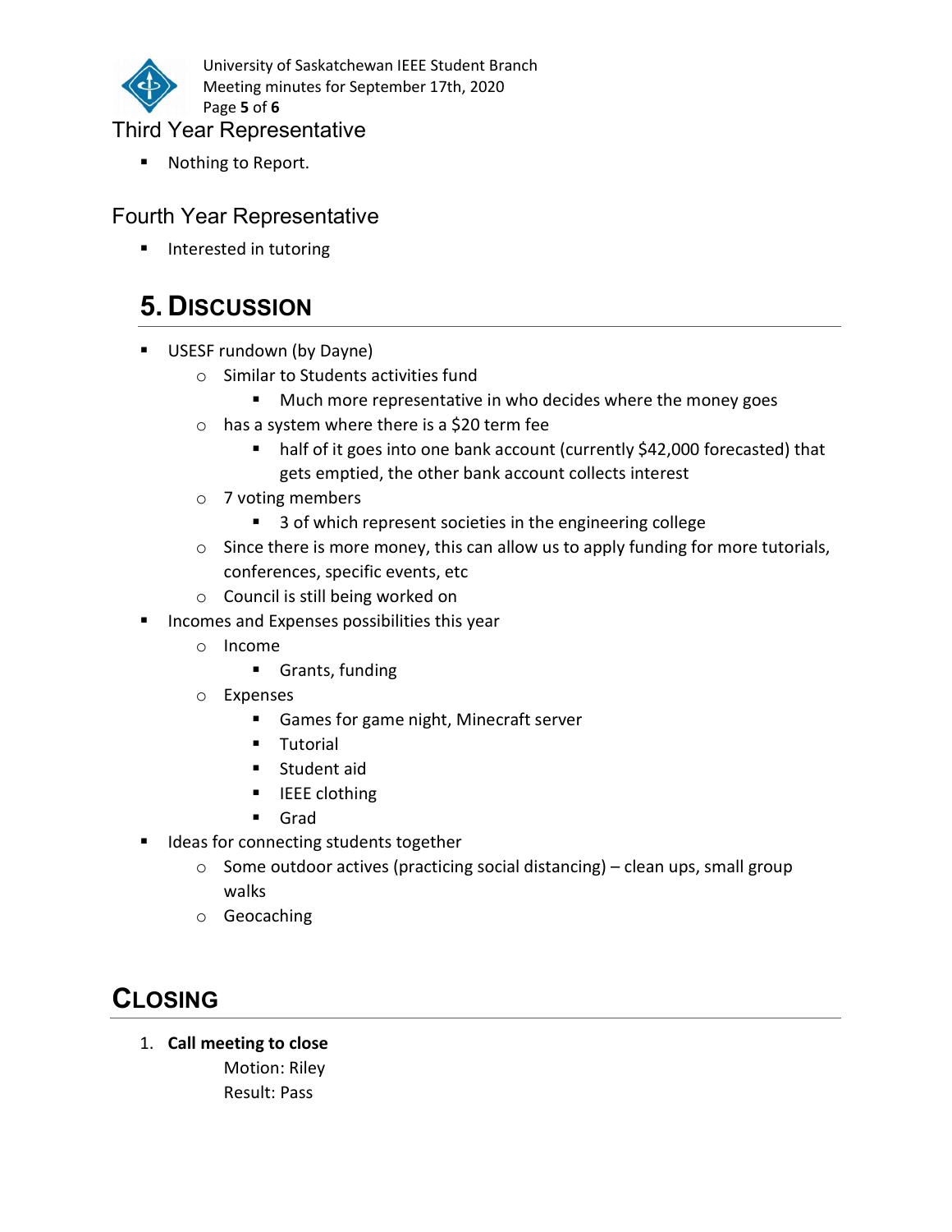## Third Year Representative

- Nothing to Report.

## Fourth Year Representative

- Interested in tutoring

# 5. Discussion

- USESF rundown (by Dayne)
  - Similar to Students activities fund
    - Much more representative in who decides where the money goes
  - has a system where there is a $20 term fee
    - half of it goes into one bank account (currently $42,000 forecasted) that gets emptied, the other bank account collects interest
  - 7 voting members
    - 3 of which represent societies in the engineering college
  - Since there is more money, this can allow us to apply funding for more tutorials, conferences, specific events, etc
  - Council is still being worked on
- Incomes and Expenses possibilities this year
  - Income
    - Grants, funding
  - Expenses
    - Games for game night, Minecraft server
    - Tutorial
    - Student aid
    - IEEE clothing
    - Grad
- Ideas for connecting students together
  - Some outdoor actives (practicing social distancing) – clean ups, small group walks
  - Geocaching

# Closing

1. **Call meeting to close**
   Motion: Riley
   Result: Pass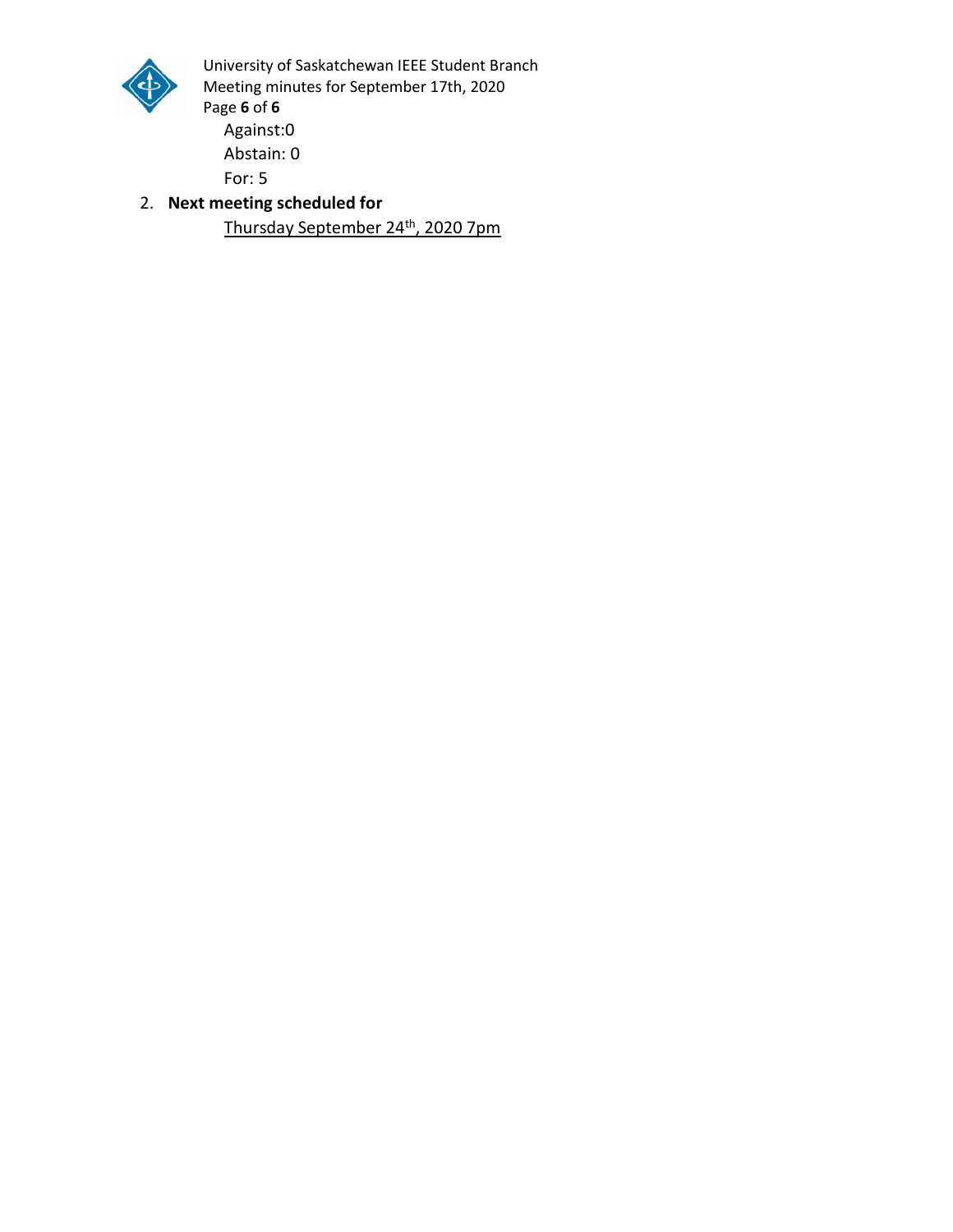Against:0

Abstain: 0

For: 5

2. **Next meeting scheduled for**

   Thursday September 24th, 2020 7pm